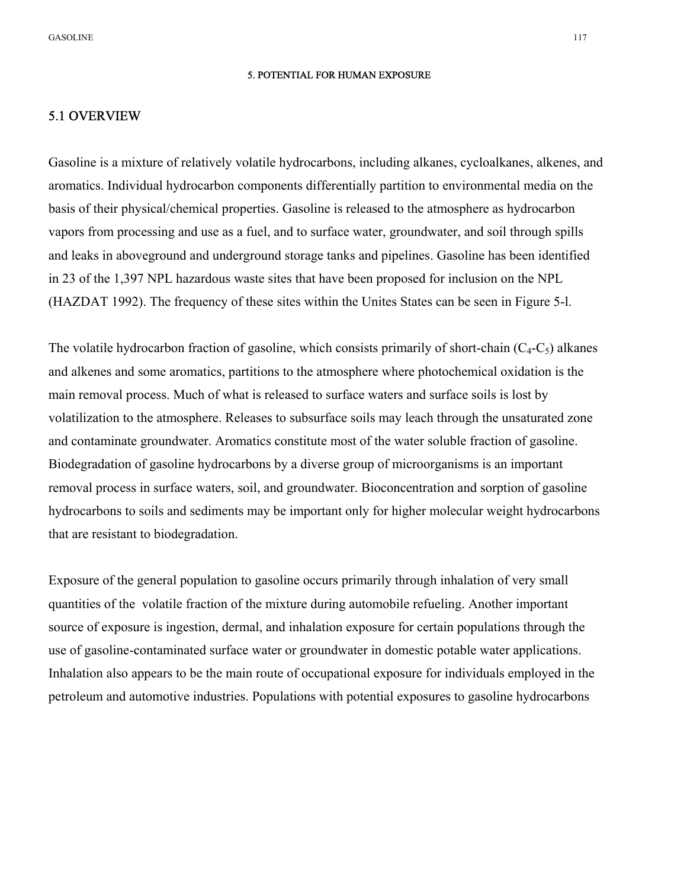# 5. POTENTIAL FOR HUMAN EXPOSURE

## 5.1 OVERVIEW

Gasoline is a mixture of relatively volatile hydrocarbons, including alkanes, cycloalkanes, alkenes, and aromatics. Individual hydrocarbon components differentially partition to environmental media on the basis of their physical/chemical properties. Gasoline is released to the atmosphere as hydrocarbon vapors from processing and use as a fuel, and to surface water, groundwater, and soil through spills and leaks in aboveground and underground storage tanks and pipelines. Gasoline has been identified in 23 of the 1,397 NPL hazardous waste sites that have been proposed for inclusion on the NPL (HAZDAT 1992). The frequency of these sites within the Unites States can be seen in Figure 5-l.

The volatile hydrocarbon fraction of gasoline, which consists primarily of short-chain ($C_4$-$C_5$) alkanes and alkenes and some aromatics, partitions to the atmosphere where photochemical oxidation is the main removal process. Much of what is released to surface waters and surface soils is lost by volatilization to the atmosphere. Releases to subsurface soils may leach through the unsaturated zone and contaminate groundwater. Aromatics constitute most of the water soluble fraction of gasoline. Biodegradation of gasoline hydrocarbons by a diverse group of microorganisms is an important removal process in surface waters, soil, and groundwater. Bioconcentration and sorption of gasoline hydrocarbons to soils and sediments may be important only for higher molecular weight hydrocarbons that are resistant to biodegradation.

Exposure of the general population to gasoline occurs primarily through inhalation of very small quantities of the volatile fraction of the mixture during automobile refueling. Another important source of exposure is ingestion, dermal, and inhalation exposure for certain populations through the use of gasoline-contaminated surface water or groundwater in domestic potable water applications. Inhalation also appears to be the main route of occupational exposure for individuals employed in the petroleum and automotive industries. Populations with potential exposures to gasoline hydrocarbons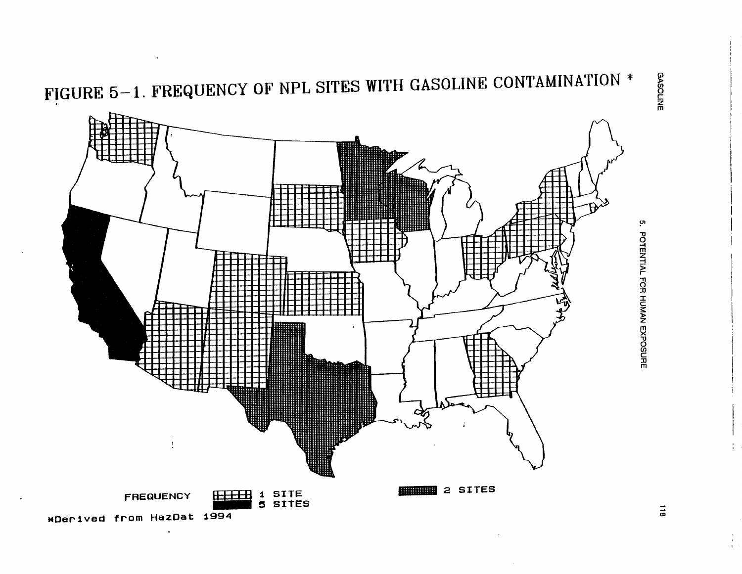# FIGURE 5-1. FREQUENCY OF NPL SITES WITH GASOLINE CONTAMINATION *

FREQUENCY

1 SITE

5 SITES

2 SITES

*Derived from HazDat 1994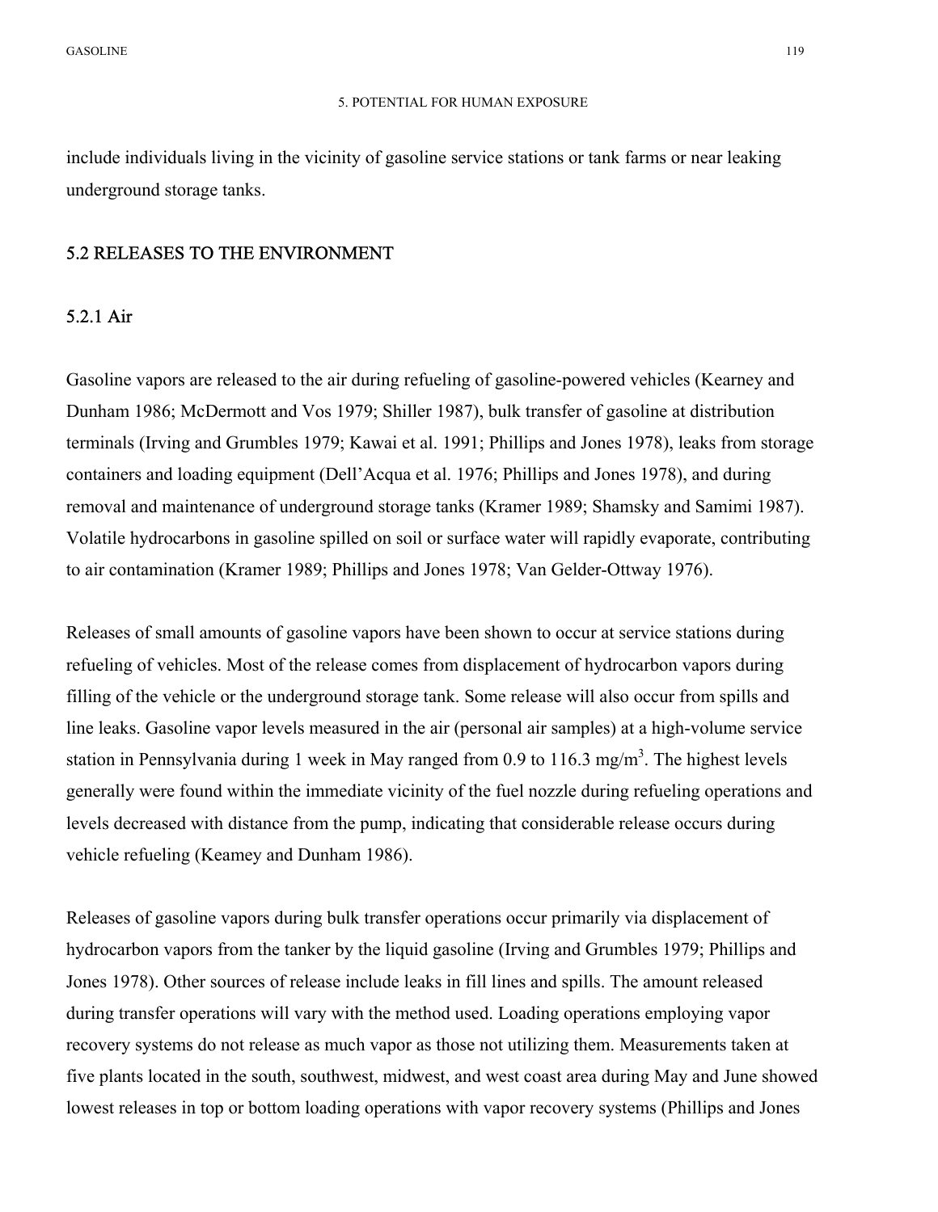include individuals living in the vicinity of gasoline service stations or tank farms or near leaking underground storage tanks.

## 5.2 RELEASES TO THE ENVIRONMENT

### 5.2.1 Air

Gasoline vapors are released to the air during refueling of gasoline-powered vehicles (Kearney and Dunham 1986; McDermott and Vos 1979; Shiller 1987), bulk transfer of gasoline at distribution terminals (Irving and Grumbles 1979; Kawai et al. 1991; Phillips and Jones 1978), leaks from storage containers and loading equipment (Dell'Acqua et al. 1976; Phillips and Jones 1978), and during removal and maintenance of underground storage tanks (Kramer 1989; Shamsky and Samimi 1987). Volatile hydrocarbons in gasoline spilled on soil or surface water will rapidly evaporate, contributing to air contamination (Kramer 1989; Phillips and Jones 1978; Van Gelder-Ottway 1976).

Releases of small amounts of gasoline vapors have been shown to occur at service stations during refueling of vehicles. Most of the release comes from displacement of hydrocarbon vapors during filling of the vehicle or the underground storage tank. Some release will also occur from spills and line leaks. Gasoline vapor levels measured in the air (personal air samples) at a high-volume service station in Pennsylvania during 1 week in May ranged from 0.9 to 116.3 mg/m$^3$. The highest levels generally were found within the immediate vicinity of the fuel nozzle during refueling operations and levels decreased with distance from the pump, indicating that considerable release occurs during vehicle refueling (Keamey and Dunham 1986).

Releases of gasoline vapors during bulk transfer operations occur primarily via displacement of hydrocarbon vapors from the tanker by the liquid gasoline (Irving and Grumbles 1979; Phillips and Jones 1978). Other sources of release include leaks in fill lines and spills. The amount released during transfer operations will vary with the method used. Loading operations employing vapor recovery systems do not release as much vapor as those not utilizing them. Measurements taken at five plants located in the south, southwest, midwest, and west coast area during May and June showed lowest releases in top or bottom loading operations with vapor recovery systems (Phillips and Jones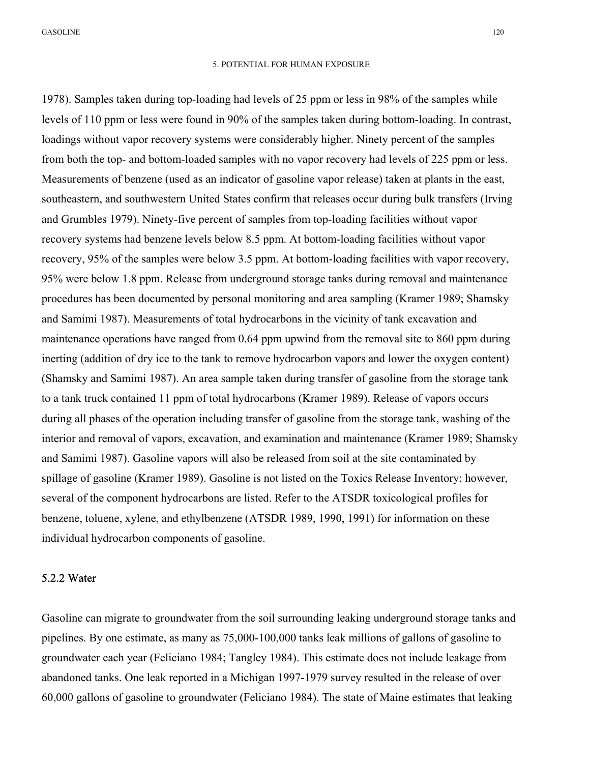1978). Samples taken during top-loading had levels of 25 ppm or less in 98% of the samples while levels of 110 ppm or less were found in 90% of the samples taken during bottom-loading. In contrast, loadings without vapor recovery systems were considerably higher. Ninety percent of the samples from both the top- and bottom-loaded samples with no vapor recovery had levels of 225 ppm or less. Measurements of benzene (used as an indicator of gasoline vapor release) taken at plants in the east, southeastern, and southwestern United States confirm that releases occur during bulk transfers (Irving and Grumbles 1979). Ninety-five percent of samples from top-loading facilities without vapor recovery systems had benzene levels below 8.5 ppm. At bottom-loading facilities without vapor recovery, 95% of the samples were below 3.5 ppm. At bottom-loading facilities with vapor recovery, 95% were below 1.8 ppm. Release from underground storage tanks during removal and maintenance procedures has been documented by personal monitoring and area sampling (Kramer 1989; Shamsky and Samimi 1987). Measurements of total hydrocarbons in the vicinity of tank excavation and maintenance operations have ranged from 0.64 ppm upwind from the removal site to 860 ppm during inerting (addition of dry ice to the tank to remove hydrocarbon vapors and lower the oxygen content) (Shamsky and Samimi 1987). An area sample taken during transfer of gasoline from the storage tank to a tank truck contained 11 ppm of total hydrocarbons (Kramer 1989). Release of vapors occurs during all phases of the operation including transfer of gasoline from the storage tank, washing of the interior and removal of vapors, excavation, and examination and maintenance (Kramer 1989; Shamsky and Samimi 1987). Gasoline vapors will also be released from soil at the site contaminated by spillage of gasoline (Kramer 1989). Gasoline is not listed on the Toxics Release Inventory; however, several of the component hydrocarbons are listed. Refer to the ATSDR toxicological profiles for benzene, toluene, xylene, and ethylbenzene (ATSDR 1989, 1990, 1991) for information on these individual hydrocarbon components of gasoline.

### 5.2.2 Water

Gasoline can migrate to groundwater from the soil surrounding leaking underground storage tanks and pipelines. By one estimate, as many as 75,000-100,000 tanks leak millions of gallons of gasoline to groundwater each year (Feliciano 1984; Tangley 1984). This estimate does not include leakage from abandoned tanks. One leak reported in a Michigan 1997-1979 survey resulted in the release of over 60,000 gallons of gasoline to groundwater (Feliciano 1984). The state of Maine estimates that leaking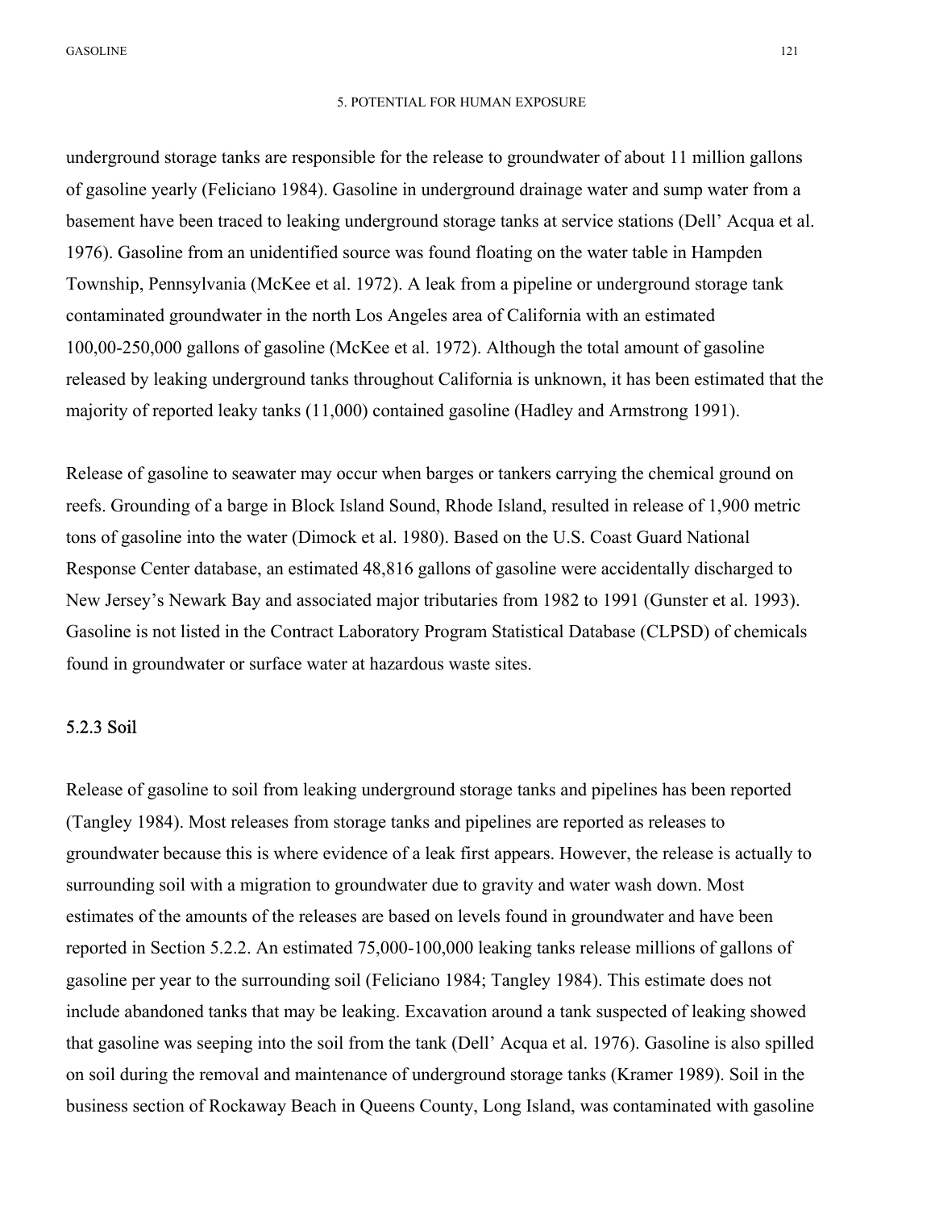underground storage tanks are responsible for the release to groundwater of about 11 million gallons of gasoline yearly (Feliciano 1984). Gasoline in underground drainage water and sump water from a basement have been traced to leaking underground storage tanks at service stations (Dell' Acqua et al. 1976). Gasoline from an unidentified source was found floating on the water table in Hampden Township, Pennsylvania (McKee et al. 1972). A leak from a pipeline or underground storage tank contaminated groundwater in the north Los Angeles area of California with an estimated 100,00-250,000 gallons of gasoline (McKee et al. 1972). Although the total amount of gasoline released by leaking underground tanks throughout California is unknown, it has been estimated that the majority of reported leaky tanks (11,000) contained gasoline (Hadley and Armstrong 1991).

Release of gasoline to seawater may occur when barges or tankers carrying the chemical ground on reefs. Grounding of a barge in Block Island Sound, Rhode Island, resulted in release of 1,900 metric tons of gasoline into the water (Dimock et al. 1980). Based on the U.S. Coast Guard National Response Center database, an estimated 48,816 gallons of gasoline were accidentally discharged to New Jersey's Newark Bay and associated major tributaries from 1982 to 1991 (Gunster et al. 1993). Gasoline is not listed in the Contract Laboratory Program Statistical Database (CLPSD) of chemicals found in groundwater or surface water at hazardous waste sites.

### 5.2.3 Soil

Release of gasoline to soil from leaking underground storage tanks and pipelines has been reported (Tangley 1984). Most releases from storage tanks and pipelines are reported as releases to groundwater because this is where evidence of a leak first appears. However, the release is actually to surrounding soil with a migration to groundwater due to gravity and water wash down. Most estimates of the amounts of the releases are based on levels found in groundwater and have been reported in Section 5.2.2. An estimated 75,000-100,000 leaking tanks release millions of gallons of gasoline per year to the surrounding soil (Feliciano 1984; Tangley 1984). This estimate does not include abandoned tanks that may be leaking. Excavation around a tank suspected of leaking showed that gasoline was seeping into the soil from the tank (Dell' Acqua et al. 1976). Gasoline is also spilled on soil during the removal and maintenance of underground storage tanks (Kramer 1989). Soil in the business section of Rockaway Beach in Queens County, Long Island, was contaminated with gasoline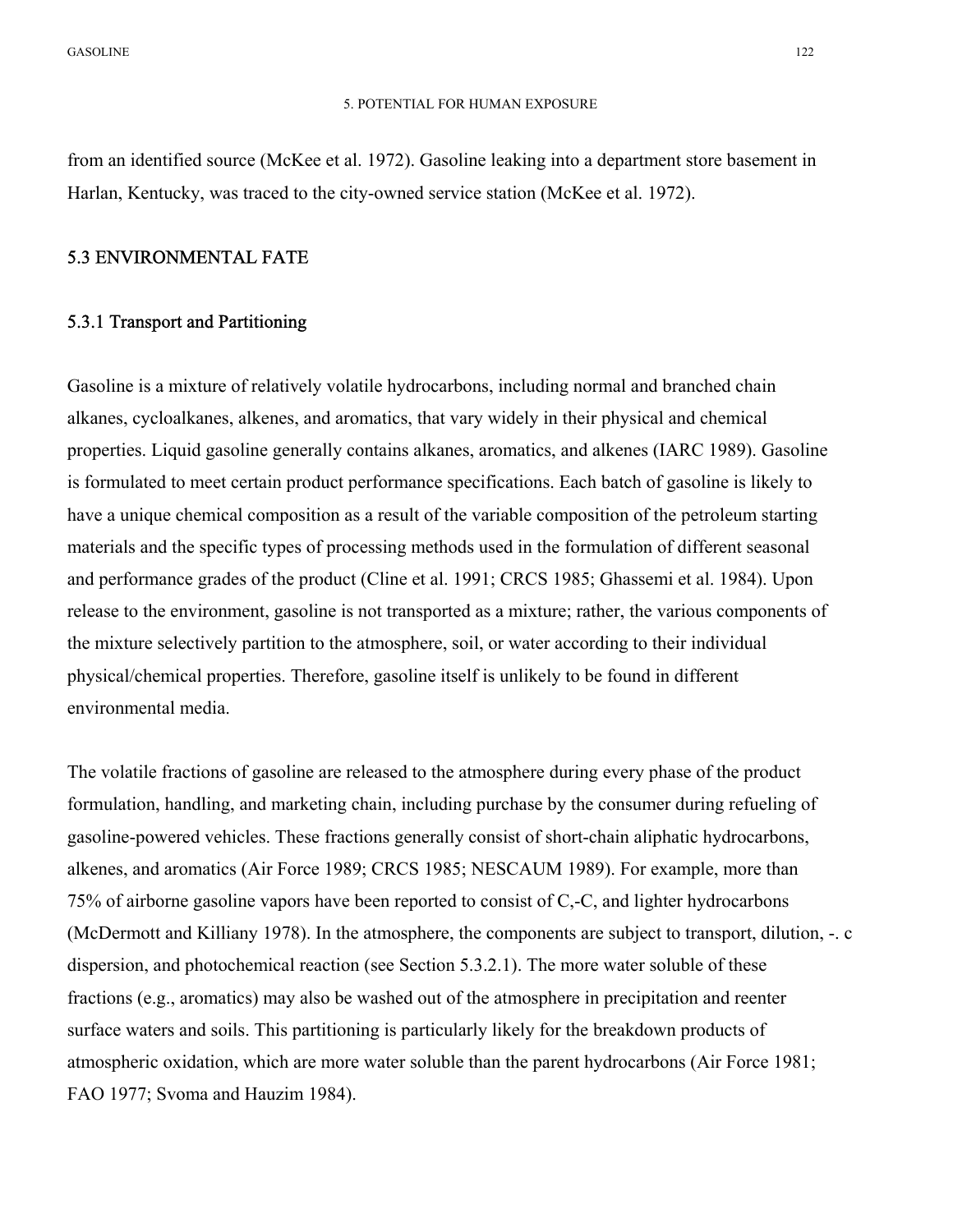from an identified source (McKee et al. 1972). Gasoline leaking into a department store basement in Harlan, Kentucky, was traced to the city-owned service station (McKee et al. 1972).

## 5.3 ENVIRONMENTAL FATE

### 5.3.1 Transport and Partitioning

Gasoline is a mixture of relatively volatile hydrocarbons, including normal and branched chain alkanes, cycloalkanes, alkenes, and aromatics, that vary widely in their physical and chemical properties. Liquid gasoline generally contains alkanes, aromatics, and alkenes (IARC 1989). Gasoline is formulated to meet certain product performance specifications. Each batch of gasoline is likely to have a unique chemical composition as a result of the variable composition of the petroleum starting materials and the specific types of processing methods used in the formulation of different seasonal and performance grades of the product (Cline et al. 1991; CRCS 1985; Ghassemi et al. 1984). Upon release to the environment, gasoline is not transported as a mixture; rather, the various components of the mixture selectively partition to the atmosphere, soil, or water according to their individual physical/chemical properties. Therefore, gasoline itself is unlikely to be found in different environmental media.

The volatile fractions of gasoline are released to the atmosphere during every phase of the product formulation, handling, and marketing chain, including purchase by the consumer during refueling of gasoline-powered vehicles. These fractions generally consist of short-chain aliphatic hydrocarbons, alkenes, and aromatics (Air Force 1989; CRCS 1985; NESCAUM 1989). For example, more than 75% of airborne gasoline vapors have been reported to consist of C,-C, and lighter hydrocarbons (McDermott and Killiany 1978). In the atmosphere, the components are subject to transport, dilution, -. c dispersion, and photochemical reaction (see Section 5.3.2.1). The more water soluble of these fractions (e.g., aromatics) may also be washed out of the atmosphere in precipitation and reenter surface waters and soils. This partitioning is particularly likely for the breakdown products of atmospheric oxidation, which are more water soluble than the parent hydrocarbons (Air Force 1981; FAO 1977; Svoma and Hauzim 1984).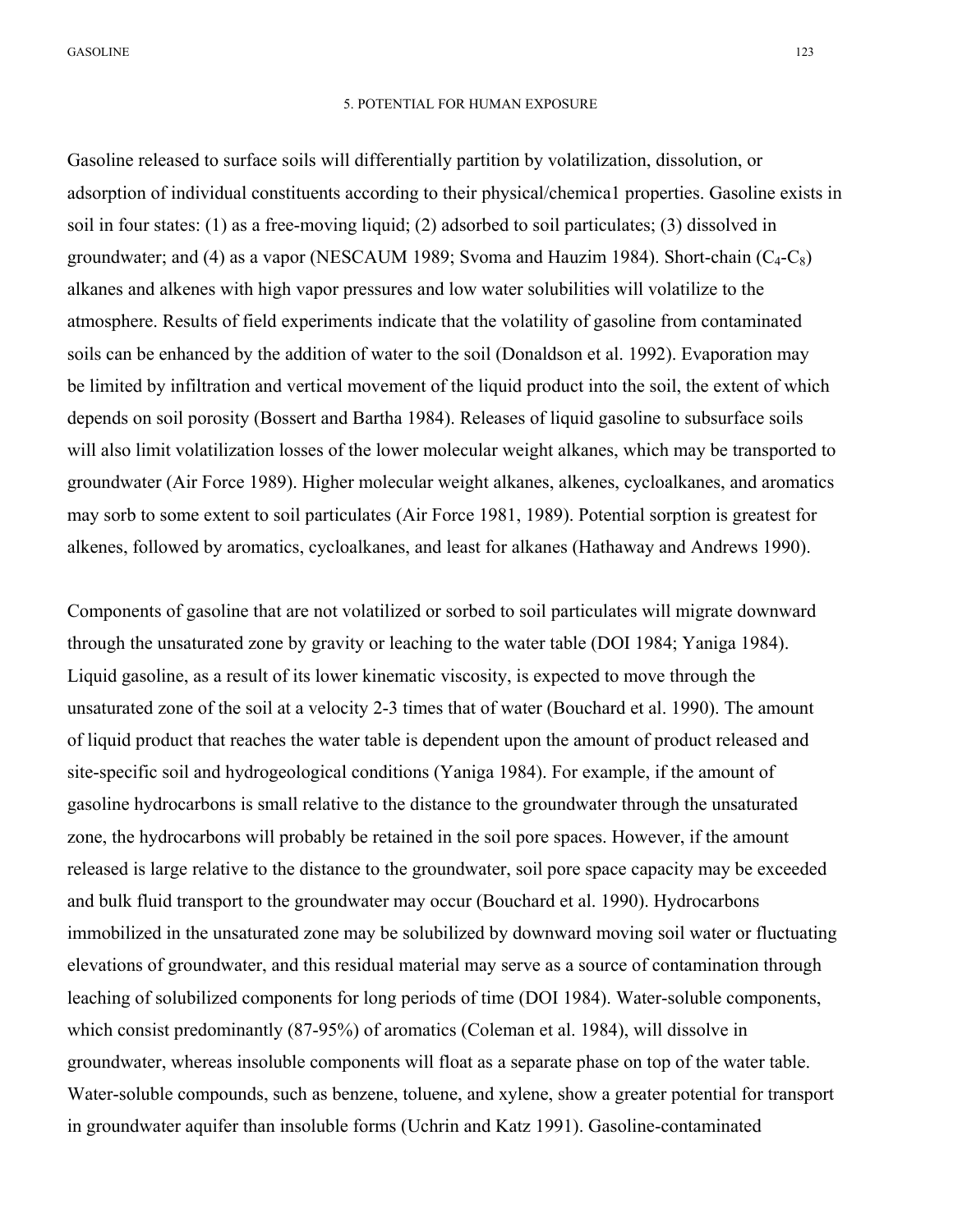Gasoline released to surface soils will differentially partition by volatilization, dissolution, or adsorption of individual constituents according to their physical/chemica1 properties. Gasoline exists in soil in four states: (1) as a free-moving liquid; (2) adsorbed to soil particulates; (3) dissolved in groundwater; and (4) as a vapor (NESCAUM 1989; Svoma and Hauzim 1984). Short-chain ($C_4$-$C_8$) alkanes and alkenes with high vapor pressures and low water solubilities will volatilize to the atmosphere. Results of field experiments indicate that the volatility of gasoline from contaminated soils can be enhanced by the addition of water to the soil (Donaldson et al. 1992). Evaporation may be limited by infiltration and vertical movement of the liquid product into the soil, the extent of which depends on soil porosity (Bossert and Bartha 1984). Releases of liquid gasoline to subsurface soils will also limit volatilization losses of the lower molecular weight alkanes, which may be transported to groundwater (Air Force 1989). Higher molecular weight alkanes, alkenes, cycloalkanes, and aromatics may sorb to some extent to soil particulates (Air Force 1981, 1989). Potential sorption is greatest for alkenes, followed by aromatics, cycloalkanes, and least for alkanes (Hathaway and Andrews 1990).

Components of gasoline that are not volatilized or sorbed to soil particulates will migrate downward through the unsaturated zone by gravity or leaching to the water table (DOI 1984; Yaniga 1984). Liquid gasoline, as a result of its lower kinematic viscosity, is expected to move through the unsaturated zone of the soil at a velocity 2-3 times that of water (Bouchard et al. 1990). The amount of liquid product that reaches the water table is dependent upon the amount of product released and site-specific soil and hydrogeological conditions (Yaniga 1984). For example, if the amount of gasoline hydrocarbons is small relative to the distance to the groundwater through the unsaturated zone, the hydrocarbons will probably be retained in the soil pore spaces. However, if the amount released is large relative to the distance to the groundwater, soil pore space capacity may be exceeded and bulk fluid transport to the groundwater may occur (Bouchard et al. 1990). Hydrocarbons immobilized in the unsaturated zone may be solubilized by downward moving soil water or fluctuating elevations of groundwater, and this residual material may serve as a source of contamination through leaching of solubilized components for long periods of time (DOI 1984). Water-soluble components, which consist predominantly (87-95%) of aromatics (Coleman et al. 1984), will dissolve in groundwater, whereas insoluble components will float as a separate phase on top of the water table. Water-soluble compounds, such as benzene, toluene, and xylene, show a greater potential for transport in groundwater aquifer than insoluble forms (Uchrin and Katz 1991). Gasoline-contaminated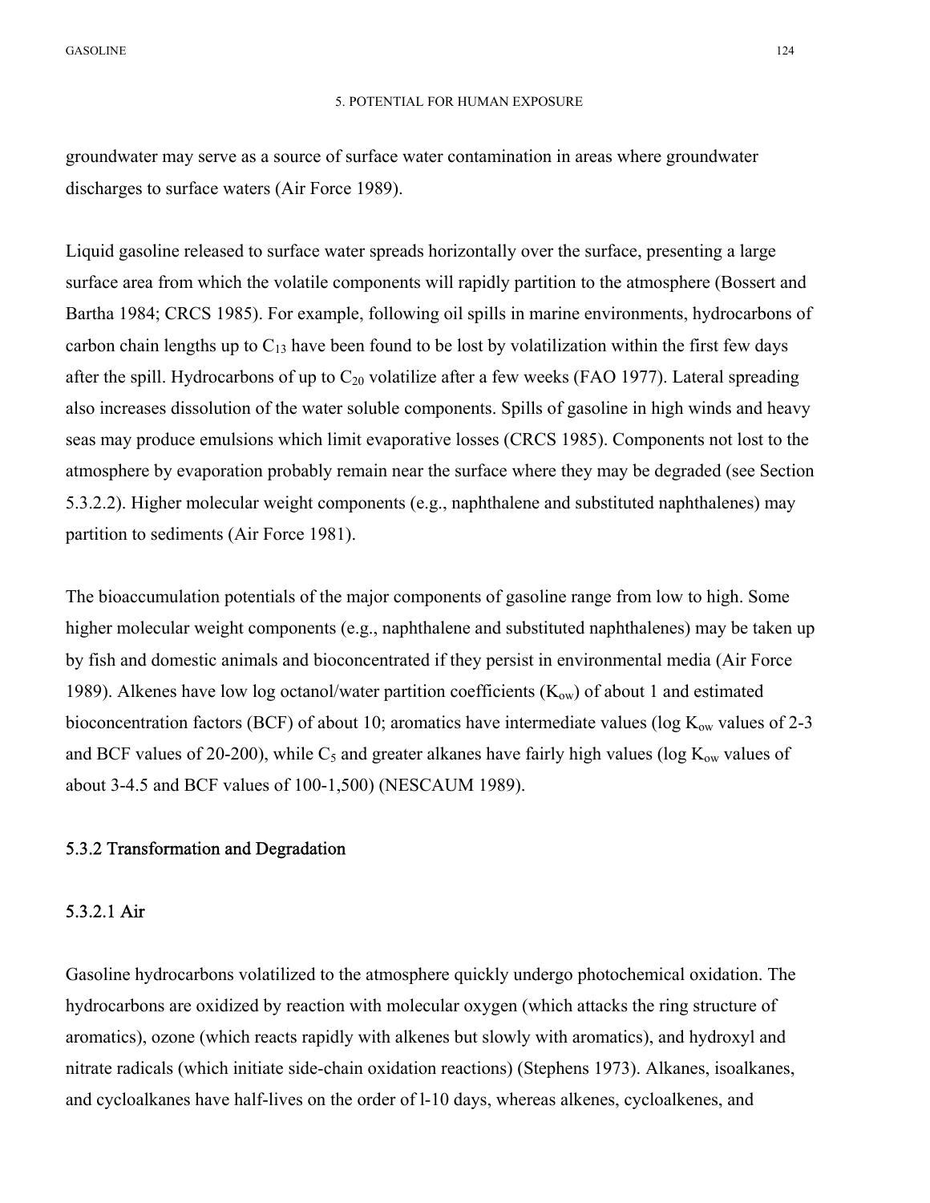groundwater may serve as a source of surface water contamination in areas where groundwater discharges to surface waters (Air Force 1989).

Liquid gasoline released to surface water spreads horizontally over the surface, presenting a large surface area from which the volatile components will rapidly partition to the atmosphere (Bossert and Bartha 1984; CRCS 1985). For example, following oil spills in marine environments, hydrocarbons of carbon chain lengths up to $C_{13}$ have been found to be lost by volatilization within the first few days after the spill. Hydrocarbons of up to $C_{20}$ volatilize after a few weeks (FAO 1977). Lateral spreading also increases dissolution of the water soluble components. Spills of gasoline in high winds and heavy seas may produce emulsions which limit evaporative losses (CRCS 1985). Components not lost to the atmosphere by evaporation probably remain near the surface where they may be degraded (see Section 5.3.2.2). Higher molecular weight components (e.g., naphthalene and substituted naphthalenes) may partition to sediments (Air Force 1981).

The bioaccumulation potentials of the major components of gasoline range from low to high. Some higher molecular weight components (e.g., naphthalene and substituted naphthalenes) may be taken up by fish and domestic animals and bioconcentrated if they persist in environmental media (Air Force 1989). Alkenes have low log octanol/water partition coefficients ($K_{ow}$) of about 1 and estimated bioconcentration factors (BCF) of about 10; aromatics have intermediate values (log $K_{ow}$ values of 2-3 and BCF values of 20-200), while $C_5$ and greater alkanes have fairly high values (log $K_{ow}$ values of about 3-4.5 and BCF values of 100-1,500) (NESCAUM 1989).

### 5.3.2 Transformation and Degradation

#### 5.3.2.1 Air

Gasoline hydrocarbons volatilized to the atmosphere quickly undergo photochemical oxidation. The hydrocarbons are oxidized by reaction with molecular oxygen (which attacks the ring structure of aromatics), ozone (which reacts rapidly with alkenes but slowly with aromatics), and hydroxyl and nitrate radicals (which initiate side-chain oxidation reactions) (Stephens 1973). Alkanes, isoalkanes, and cycloalkanes have half-lives on the order of l-10 days, whereas alkenes, cycloalkenes, and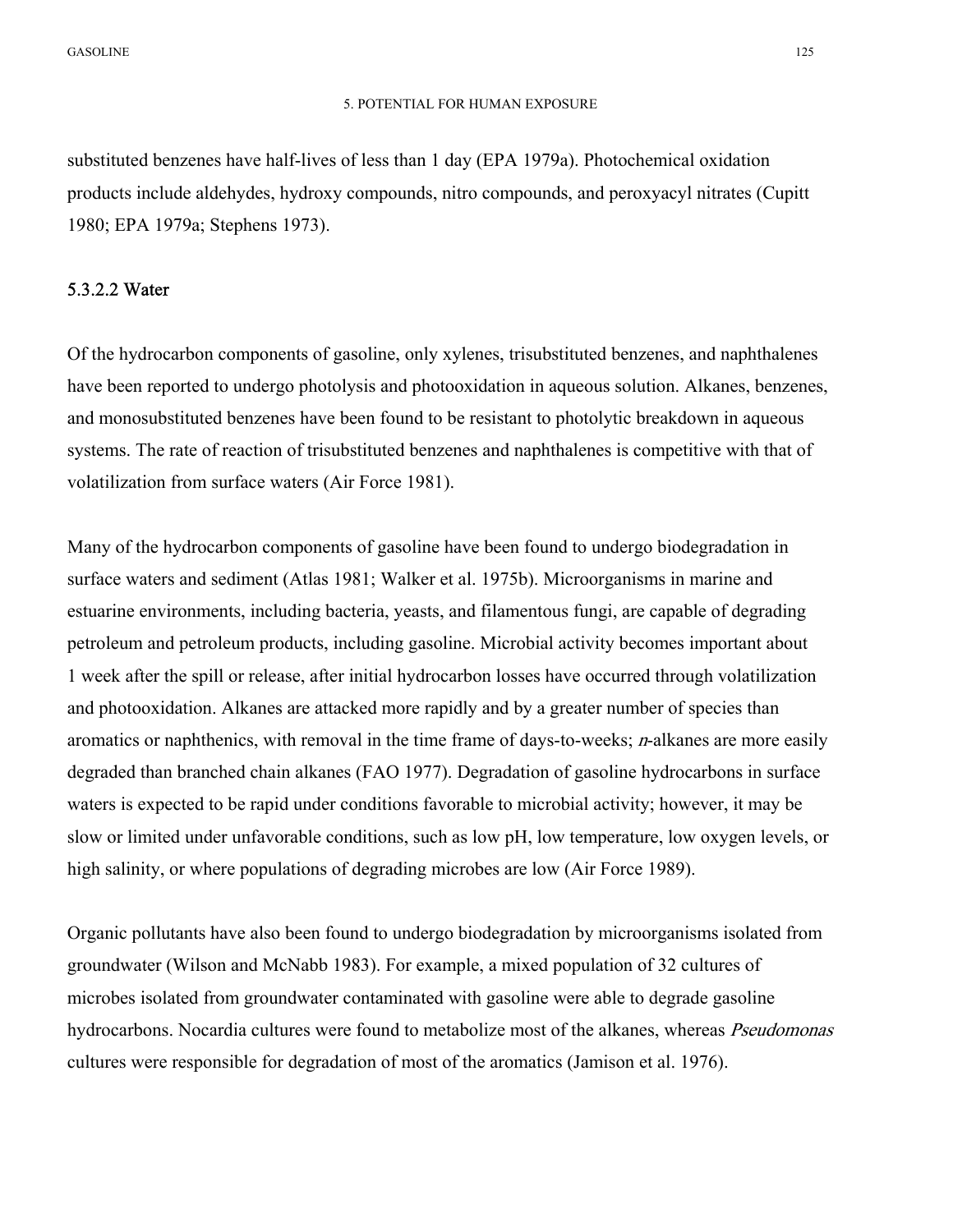substituted benzenes have half-lives of less than 1 day (EPA 1979a). Photochemical oxidation products include aldehydes, hydroxy compounds, nitro compounds, and peroxyacyl nitrates (Cupitt 1980; EPA 1979a; Stephens 1973).

#### 5.3.2.2 Water

Of the hydrocarbon components of gasoline, only xylenes, trisubstituted benzenes, and naphthalenes have been reported to undergo photolysis and photooxidation in aqueous solution. Alkanes, benzenes, and monosubstituted benzenes have been found to be resistant to photolytic breakdown in aqueous systems. The rate of reaction of trisubstituted benzenes and naphthalenes is competitive with that of volatilization from surface waters (Air Force 1981).

Many of the hydrocarbon components of gasoline have been found to undergo biodegradation in surface waters and sediment (Atlas 1981; Walker et al. 1975b). Microorganisms in marine and estuarine environments, including bacteria, yeasts, and filamentous fungi, are capable of degrading petroleum and petroleum products, including gasoline. Microbial activity becomes important about 1 week after the spill or release, after initial hydrocarbon losses have occurred through volatilization and photooxidation. Alkanes are attacked more rapidly and by a greater number of species than aromatics or naphthenics, with removal in the time frame of days-to-weeks; *n*-alkanes are more easily degraded than branched chain alkanes (FAO 1977). Degradation of gasoline hydrocarbons in surface waters is expected to be rapid under conditions favorable to microbial activity; however, it may be slow or limited under unfavorable conditions, such as low pH, low temperature, low oxygen levels, or high salinity, or where populations of degrading microbes are low (Air Force 1989).

Organic pollutants have also been found to undergo biodegradation by microorganisms isolated from groundwater (Wilson and McNabb 1983). For example, a mixed population of 32 cultures of microbes isolated from groundwater contaminated with gasoline were able to degrade gasoline hydrocarbons. Nocardia cultures were found to metabolize most of the alkanes, whereas *Pseudomonas* cultures were responsible for degradation of most of the aromatics (Jamison et al. 1976).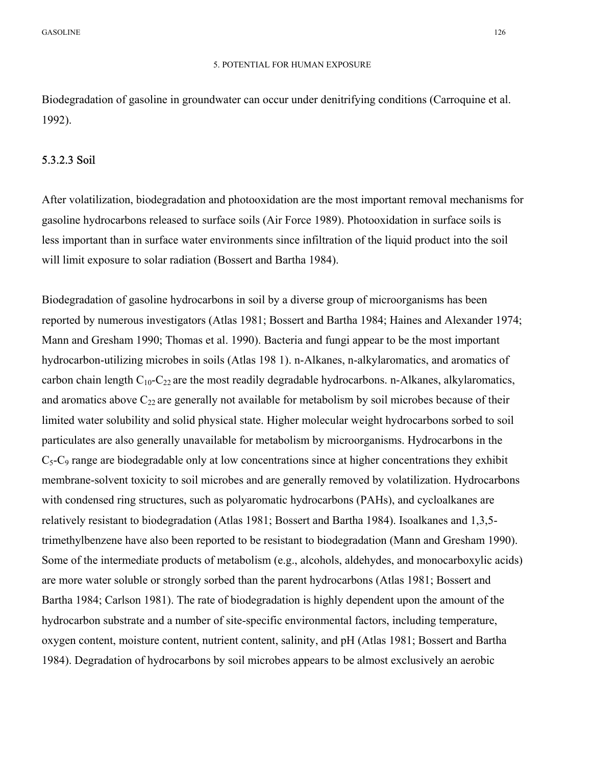Biodegradation of gasoline in groundwater can occur under denitrifying conditions (Carroquine et al. 1992).

### 5.3.2.3 Soil

After volatilization, biodegradation and photooxidation are the most important removal mechanisms for gasoline hydrocarbons released to surface soils (Air Force 1989). Photooxidation in surface soils is less important than in surface water environments since infiltration of the liquid product into the soil will limit exposure to solar radiation (Bossert and Bartha 1984).

Biodegradation of gasoline hydrocarbons in soil by a diverse group of microorganisms has been reported by numerous investigators (Atlas 1981; Bossert and Bartha 1984; Haines and Alexander 1974; Mann and Gresham 1990; Thomas et al. 1990). Bacteria and fungi appear to be the most important hydrocarbon-utilizing microbes in soils (Atlas 198 1). n-Alkanes, n-alkylaromatics, and aromatics of carbon chain length $C_{10}$-$C_{22}$ are the most readily degradable hydrocarbons. n-Alkanes, alkylaromatics, and aromatics above $C_{22}$ are generally not available for metabolism by soil microbes because of their limited water solubility and solid physical state. Higher molecular weight hydrocarbons sorbed to soil particulates are also generally unavailable for metabolism by microorganisms. Hydrocarbons in the $C_5$-$C_9$ range are biodegradable only at low concentrations since at higher concentrations they exhibit membrane-solvent toxicity to soil microbes and are generally removed by volatilization. Hydrocarbons with condensed ring structures, such as polyaromatic hydrocarbons (PAHs), and cycloalkanes are relatively resistant to biodegradation (Atlas 1981; Bossert and Bartha 1984). Isoalkanes and 1,3,5-trimethylbenzene have also been reported to be resistant to biodegradation (Mann and Gresham 1990). Some of the intermediate products of metabolism (e.g., alcohols, aldehydes, and monocarboxylic acids) are more water soluble or strongly sorbed than the parent hydrocarbons (Atlas 1981; Bossert and Bartha 1984; Carlson 1981). The rate of biodegradation is highly dependent upon the amount of the hydrocarbon substrate and a number of site-specific environmental factors, including temperature, oxygen content, moisture content, nutrient content, salinity, and pH (Atlas 1981; Bossert and Bartha 1984). Degradation of hydrocarbons by soil microbes appears to be almost exclusively an aerobic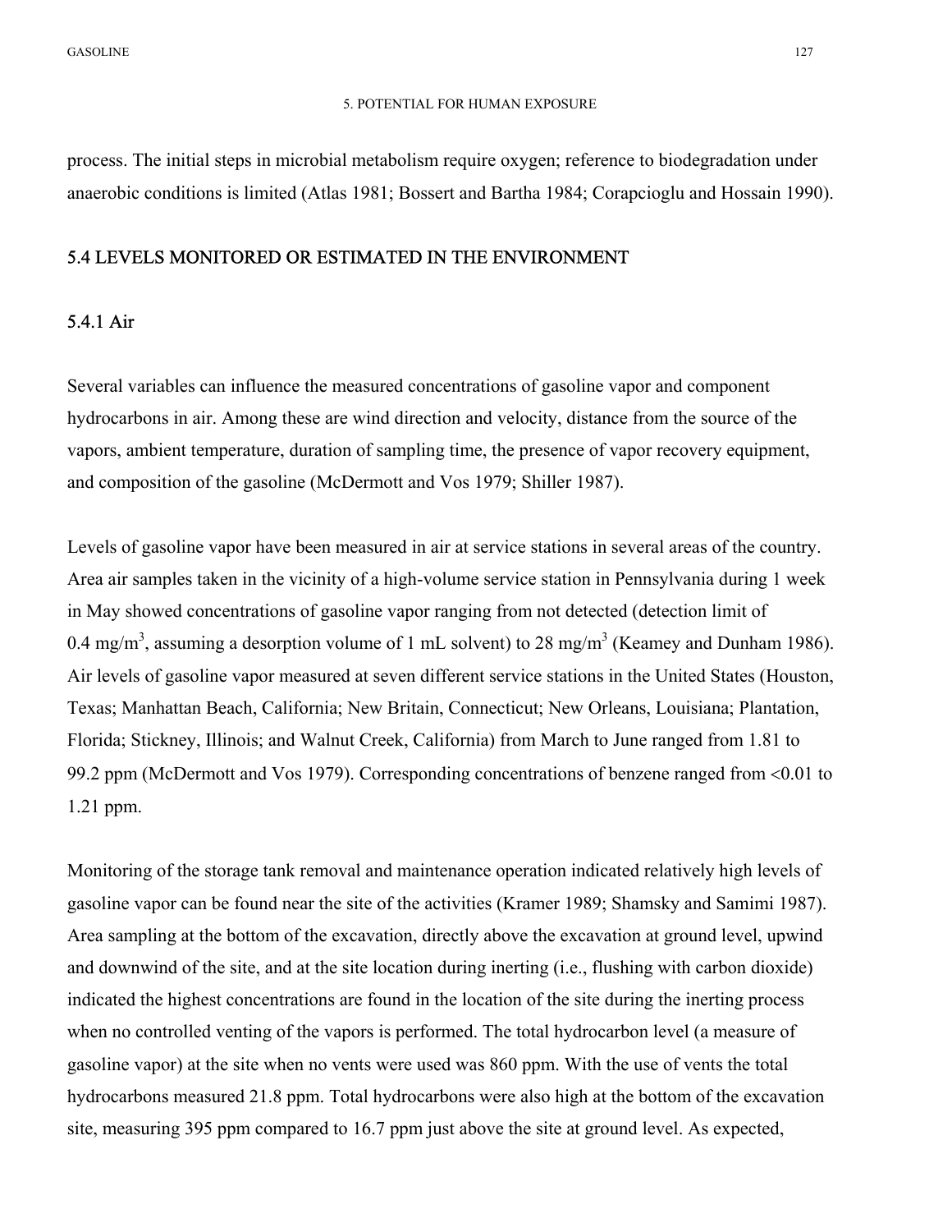process. The initial steps in microbial metabolism require oxygen; reference to biodegradation under anaerobic conditions is limited (Atlas 1981; Bossert and Bartha 1984; Corapcioglu and Hossain 1990).

## 5.4 LEVELS MONITORED OR ESTIMATED IN THE ENVIRONMENT

### 5.4.1 Air

Several variables can influence the measured concentrations of gasoline vapor and component hydrocarbons in air. Among these are wind direction and velocity, distance from the source of the vapors, ambient temperature, duration of sampling time, the presence of vapor recovery equipment, and composition of the gasoline (McDermott and Vos 1979; Shiller 1987).

Levels of gasoline vapor have been measured in air at service stations in several areas of the country. Area air samples taken in the vicinity of a high-volume service station in Pennsylvania during 1 week in May showed concentrations of gasoline vapor ranging from not detected (detection limit of 0.4 mg/m$^3$, assuming a desorption volume of 1 mL solvent) to 28 mg/m$^3$ (Keamey and Dunham 1986). Air levels of gasoline vapor measured at seven different service stations in the United States (Houston, Texas; Manhattan Beach, California; New Britain, Connecticut; New Orleans, Louisiana; Plantation, Florida; Stickney, Illinois; and Walnut Creek, California) from March to June ranged from 1.81 to 99.2 ppm (McDermott and Vos 1979). Corresponding concentrations of benzene ranged from <0.01 to 1.21 ppm.

Monitoring of the storage tank removal and maintenance operation indicated relatively high levels of gasoline vapor can be found near the site of the activities (Kramer 1989; Shamsky and Samimi 1987). Area sampling at the bottom of the excavation, directly above the excavation at ground level, upwind and downwind of the site, and at the site location during inerting (i.e., flushing with carbon dioxide) indicated the highest concentrations are found in the location of the site during the inerting process when no controlled venting of the vapors is performed. The total hydrocarbon level (a measure of gasoline vapor) at the site when no vents were used was 860 ppm. With the use of vents the total hydrocarbons measured 21.8 ppm. Total hydrocarbons were also high at the bottom of the excavation site, measuring 395 ppm compared to 16.7 ppm just above the site at ground level. As expected,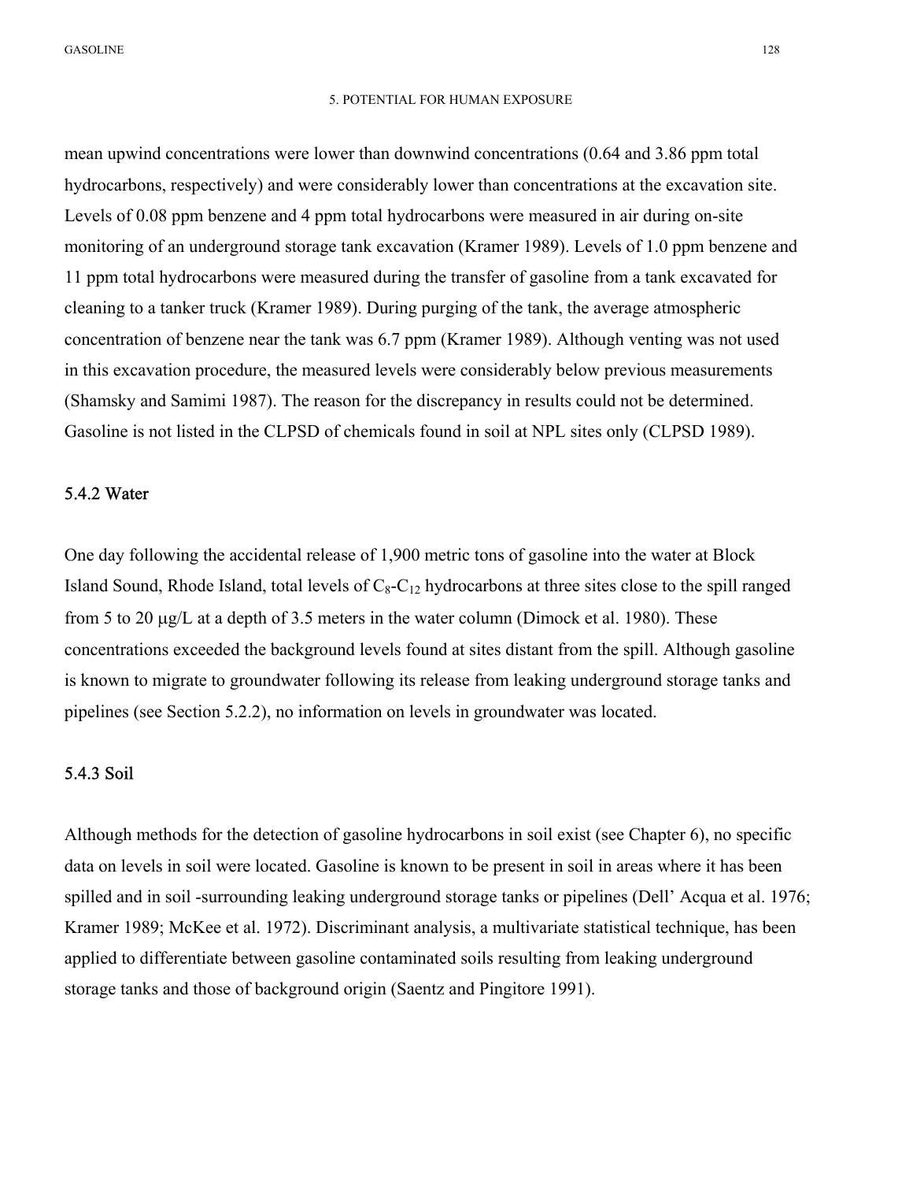mean upwind concentrations were lower than downwind concentrations (0.64 and 3.86 ppm total hydrocarbons, respectively) and were considerably lower than concentrations at the excavation site. Levels of 0.08 ppm benzene and 4 ppm total hydrocarbons were measured in air during on-site monitoring of an underground storage tank excavation (Kramer 1989). Levels of 1.0 ppm benzene and 11 ppm total hydrocarbons were measured during the transfer of gasoline from a tank excavated for cleaning to a tanker truck (Kramer 1989). During purging of the tank, the average atmospheric concentration of benzene near the tank was 6.7 ppm (Kramer 1989). Although venting was not used in this excavation procedure, the measured levels were considerably below previous measurements (Shamsky and Samimi 1987). The reason for the discrepancy in results could not be determined. Gasoline is not listed in the CLPSD of chemicals found in soil at NPL sites only (CLPSD 1989).

### 5.4.2 Water

One day following the accidental release of 1,900 metric tons of gasoline into the water at Block Island Sound, Rhode Island, total levels of $C_8$-$C_{12}$ hydrocarbons at three sites close to the spill ranged from 5 to 20 μg/L at a depth of 3.5 meters in the water column (Dimock et al. 1980). These concentrations exceeded the background levels found at sites distant from the spill. Although gasoline is known to migrate to groundwater following its release from leaking underground storage tanks and pipelines (see Section 5.2.2), no information on levels in groundwater was located.

### 5.4.3 Soil

Although methods for the detection of gasoline hydrocarbons in soil exist (see Chapter 6), no specific data on levels in soil were located. Gasoline is known to be present in soil in areas where it has been spilled and in soil -surrounding leaking underground storage tanks or pipelines (Dell' Acqua et al. 1976; Kramer 1989; McKee et al. 1972). Discriminant analysis, a multivariate statistical technique, has been applied to differentiate between gasoline contaminated soils resulting from leaking underground storage tanks and those of background origin (Saentz and Pingitore 1991).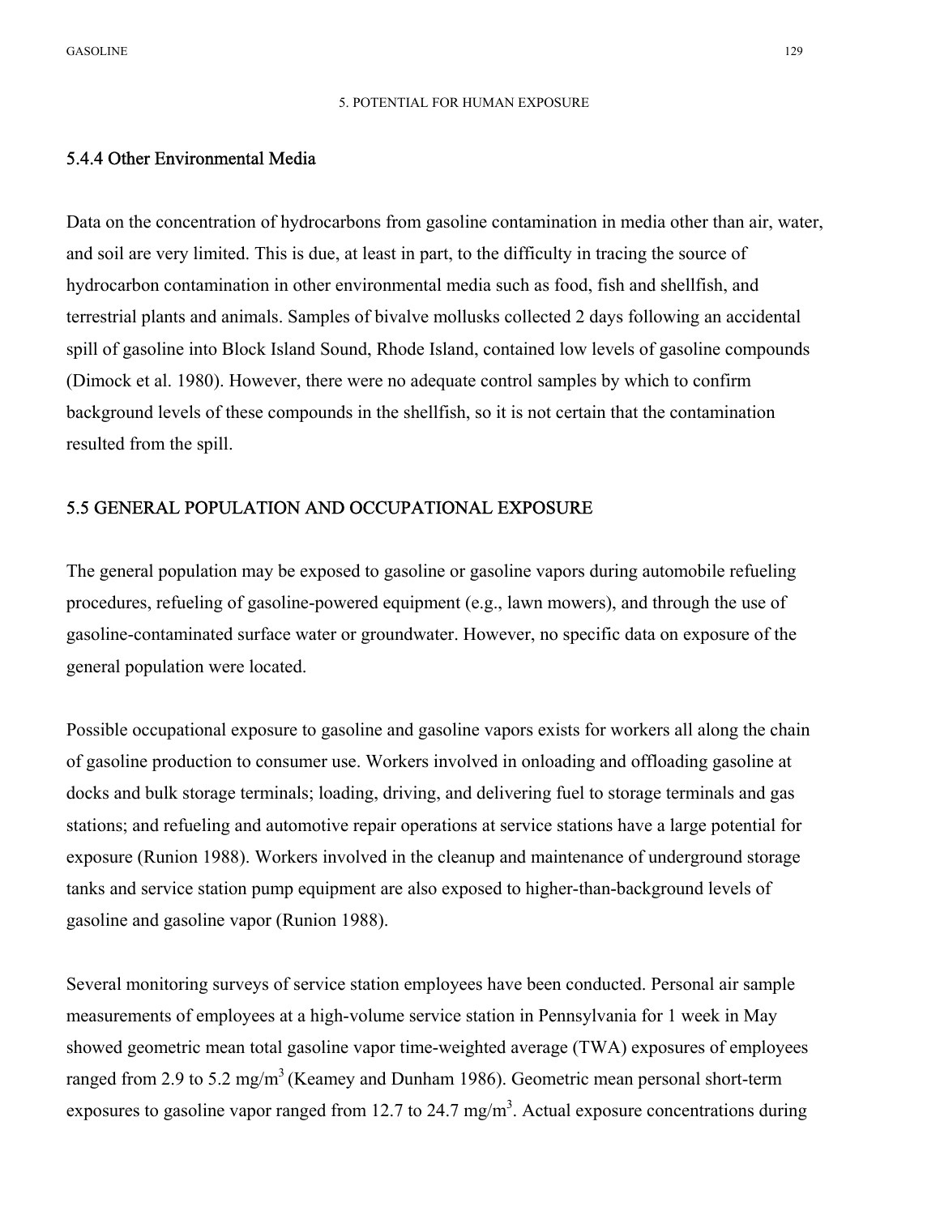### 5.4.4 Other Environmental Media

Data on the concentration of hydrocarbons from gasoline contamination in media other than air, water, and soil are very limited. This is due, at least in part, to the difficulty in tracing the source of hydrocarbon contamination in other environmental media such as food, fish and shellfish, and terrestrial plants and animals. Samples of bivalve mollusks collected 2 days following an accidental spill of gasoline into Block Island Sound, Rhode Island, contained low levels of gasoline compounds (Dimock et al. 1980). However, there were no adequate control samples by which to confirm background levels of these compounds in the shellfish, so it is not certain that the contamination resulted from the spill.

## 5.5 GENERAL POPULATION AND OCCUPATIONAL EXPOSURE

The general population may be exposed to gasoline or gasoline vapors during automobile refueling procedures, refueling of gasoline-powered equipment (e.g., lawn mowers), and through the use of gasoline-contaminated surface water or groundwater. However, no specific data on exposure of the general population were located.

Possible occupational exposure to gasoline and gasoline vapors exists for workers all along the chain of gasoline production to consumer use. Workers involved in onloading and offloading gasoline at docks and bulk storage terminals; loading, driving, and delivering fuel to storage terminals and gas stations; and refueling and automotive repair operations at service stations have a large potential for exposure (Runion 1988). Workers involved in the cleanup and maintenance of underground storage tanks and service station pump equipment are also exposed to higher-than-background levels of gasoline and gasoline vapor (Runion 1988).

Several monitoring surveys of service station employees have been conducted. Personal air sample measurements of employees at a high-volume service station in Pennsylvania for 1 week in May showed geometric mean total gasoline vapor time-weighted average (TWA) exposures of employees ranged from 2.9 to 5.2 mg/m$^3$ (Kearney and Dunham 1986). Geometric mean personal short-term exposures to gasoline vapor ranged from 12.7 to 24.7 mg/m$^3$. Actual exposure concentrations during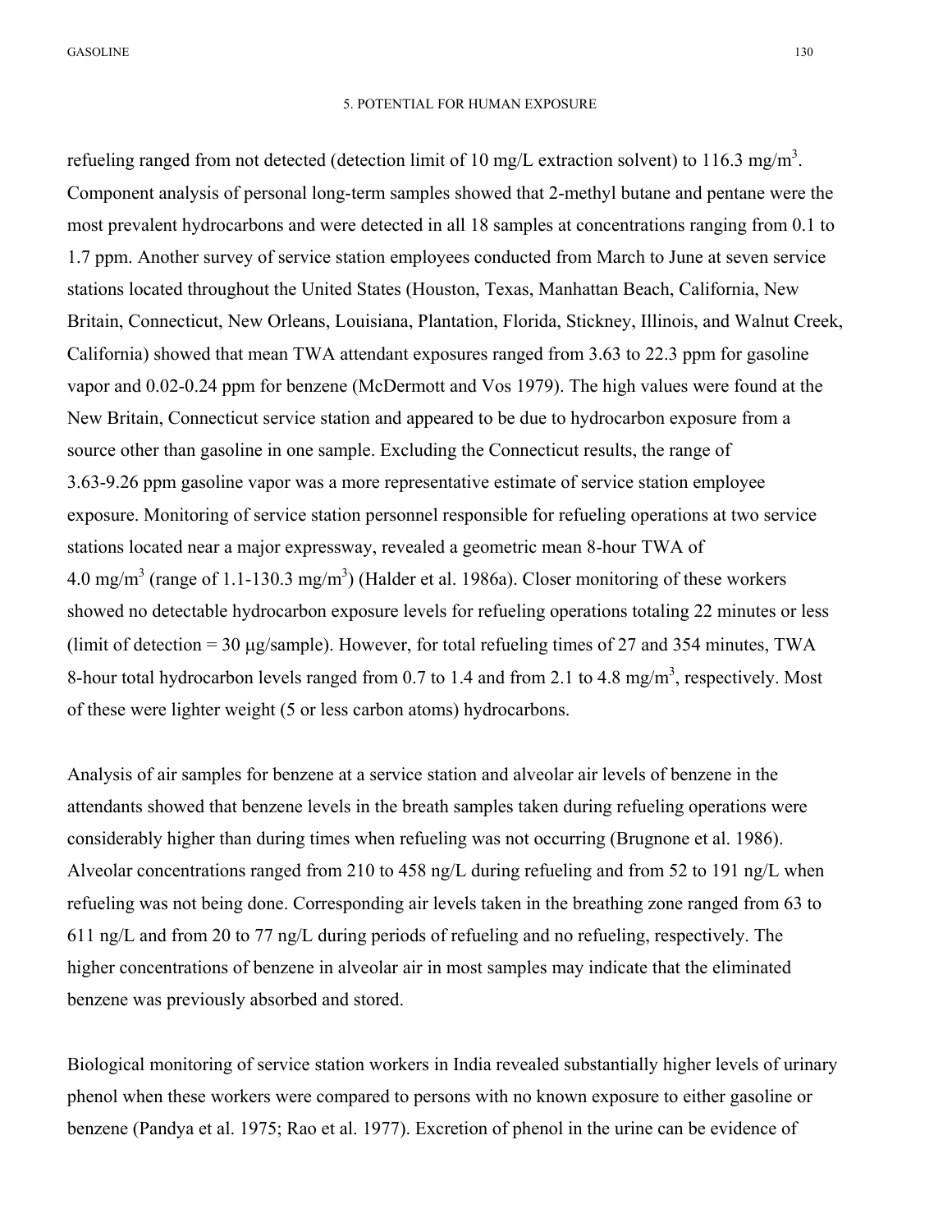refueling ranged from not detected (detection limit of 10 mg/L extraction solvent) to 116.3 mg/m$^3$. Component analysis of personal long-term samples showed that 2-methyl butane and pentane were the most prevalent hydrocarbons and were detected in all 18 samples at concentrations ranging from 0.1 to 1.7 ppm. Another survey of service station employees conducted from March to June at seven service stations located throughout the United States (Houston, Texas, Manhattan Beach, California, New Britain, Connecticut, New Orleans, Louisiana, Plantation, Florida, Stickney, Illinois, and Walnut Creek, California) showed that mean TWA attendant exposures ranged from 3.63 to 22.3 ppm for gasoline vapor and 0.02-0.24 ppm for benzene (McDermott and Vos 1979). The high values were found at the New Britain, Connecticut service station and appeared to be due to hydrocarbon exposure from a source other than gasoline in one sample. Excluding the Connecticut results, the range of 3.63-9.26 ppm gasoline vapor was a more representative estimate of service station employee exposure. Monitoring of service station personnel responsible for refueling operations at two service stations located near a major expressway, revealed a geometric mean 8-hour TWA of 4.0 mg/m$^3$ (range of 1.1-130.3 mg/m$^3$) (Halder et al. 1986a). Closer monitoring of these workers showed no detectable hydrocarbon exposure levels for refueling operations totaling 22 minutes or less (limit of detection = 30 μg/sample). However, for total refueling times of 27 and 354 minutes, TWA 8-hour total hydrocarbon levels ranged from 0.7 to 1.4 and from 2.1 to 4.8 mg/m$^3$, respectively. Most of these were lighter weight (5 or less carbon atoms) hydrocarbons.

Analysis of air samples for benzene at a service station and alveolar air levels of benzene in the attendants showed that benzene levels in the breath samples taken during refueling operations were considerably higher than during times when refueling was not occurring (Brugnone et al. 1986). Alveolar concentrations ranged from 210 to 458 ng/L during refueling and from 52 to 191 ng/L when refueling was not being done. Corresponding air levels taken in the breathing zone ranged from 63 to 611 ng/L and from 20 to 77 ng/L during periods of refueling and no refueling, respectively. The higher concentrations of benzene in alveolar air in most samples may indicate that the eliminated benzene was previously absorbed and stored.

Biological monitoring of service station workers in India revealed substantially higher levels of urinary phenol when these workers were compared to persons with no known exposure to either gasoline or benzene (Pandya et al. 1975; Rao et al. 1977). Excretion of phenol in the urine can be evidence of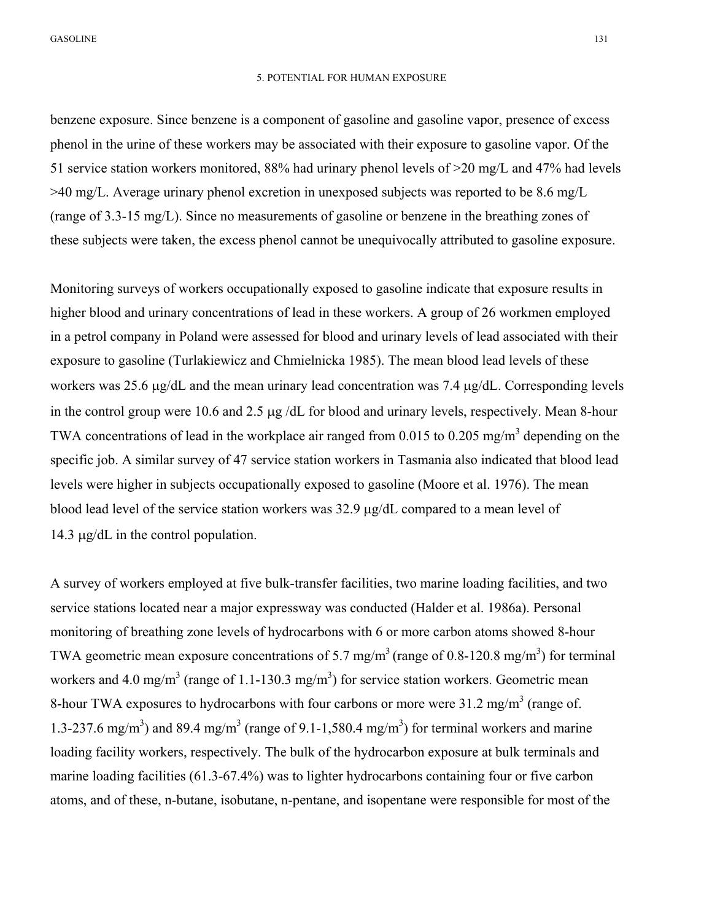benzene exposure. Since benzene is a component of gasoline and gasoline vapor, presence of excess phenol in the urine of these workers may be associated with their exposure to gasoline vapor. Of the 51 service station workers monitored, 88% had urinary phenol levels of >20 mg/L and 47% had levels >40 mg/L. Average urinary phenol excretion in unexposed subjects was reported to be 8.6 mg/L (range of 3.3-15 mg/L). Since no measurements of gasoline or benzene in the breathing zones of these subjects were taken, the excess phenol cannot be unequivocally attributed to gasoline exposure.

Monitoring surveys of workers occupationally exposed to gasoline indicate that exposure results in higher blood and urinary concentrations of lead in these workers. A group of 26 workmen employed in a petrol company in Poland were assessed for blood and urinary levels of lead associated with their exposure to gasoline (Turlakiewicz and Chmielnicka 1985). The mean blood lead levels of these workers was 25.6 μg/dL and the mean urinary lead concentration was 7.4 μg/dL. Corresponding levels in the control group were 10.6 and 2.5 μg /dL for blood and urinary levels, respectively. Mean 8-hour TWA concentrations of lead in the workplace air ranged from 0.015 to 0.205 mg/m$^3$ depending on the specific job. A similar survey of 47 service station workers in Tasmania also indicated that blood lead levels were higher in subjects occupationally exposed to gasoline (Moore et al. 1976). The mean blood lead level of the service station workers was 32.9 μg/dL compared to a mean level of 14.3 μg/dL in the control population.

A survey of workers employed at five bulk-transfer facilities, two marine loading facilities, and two service stations located near a major expressway was conducted (Halder et al. 1986a). Personal monitoring of breathing zone levels of hydrocarbons with 6 or more carbon atoms showed 8-hour TWA geometric mean exposure concentrations of 5.7 mg/m$^3$ (range of 0.8-120.8 mg/m$^3$) for terminal workers and 4.0 mg/m$^3$ (range of 1.1-130.3 mg/m$^3$) for service station workers. Geometric mean 8-hour TWA exposures to hydrocarbons with four carbons or more were 31.2 mg/m$^3$ (range of. 1.3-237.6 mg/m$^3$) and 89.4 mg/m$^3$ (range of 9.1-1,580.4 mg/m$^3$) for terminal workers and marine loading facility workers, respectively. The bulk of the hydrocarbon exposure at bulk terminals and marine loading facilities (61.3-67.4%) was to lighter hydrocarbons containing four or five carbon atoms, and of these, n-butane, isobutane, n-pentane, and isopentane were responsible for most of the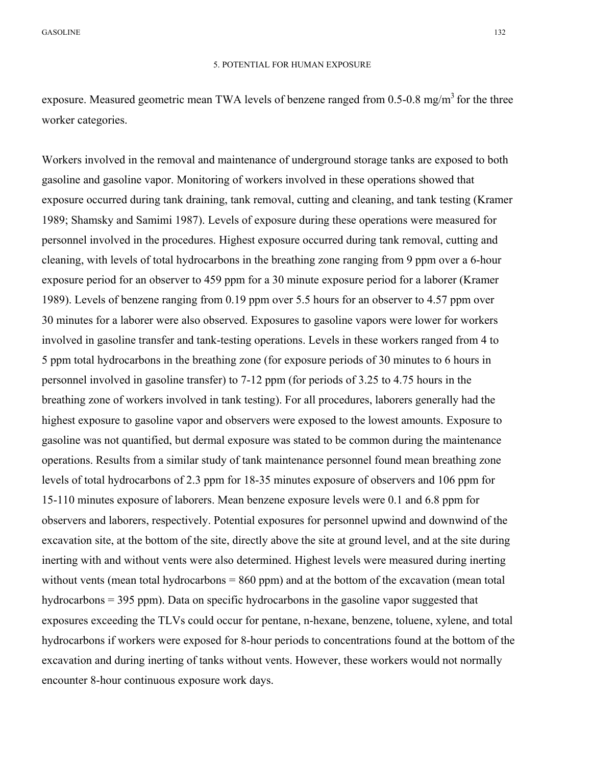exposure. Measured geometric mean TWA levels of benzene ranged from 0.5-0.8 mg/m$^3$ for the three worker categories.

Workers involved in the removal and maintenance of underground storage tanks are exposed to both gasoline and gasoline vapor. Monitoring of workers involved in these operations showed that exposure occurred during tank draining, tank removal, cutting and cleaning, and tank testing (Kramer 1989; Shamsky and Samimi 1987). Levels of exposure during these operations were measured for personnel involved in the procedures. Highest exposure occurred during tank removal, cutting and cleaning, with levels of total hydrocarbons in the breathing zone ranging from 9 ppm over a 6-hour exposure period for an observer to 459 ppm for a 30 minute exposure period for a laborer (Kramer 1989). Levels of benzene ranging from 0.19 ppm over 5.5 hours for an observer to 4.57 ppm over 30 minutes for a laborer were also observed. Exposures to gasoline vapors were lower for workers involved in gasoline transfer and tank-testing operations. Levels in these workers ranged from 4 to 5 ppm total hydrocarbons in the breathing zone (for exposure periods of 30 minutes to 6 hours in personnel involved in gasoline transfer) to 7-12 ppm (for periods of 3.25 to 4.75 hours in the breathing zone of workers involved in tank testing). For all procedures, laborers generally had the highest exposure to gasoline vapor and observers were exposed to the lowest amounts. Exposure to gasoline was not quantified, but dermal exposure was stated to be common during the maintenance operations. Results from a similar study of tank maintenance personnel found mean breathing zone levels of total hydrocarbons of 2.3 ppm for 18-35 minutes exposure of observers and 106 ppm for 15-110 minutes exposure of laborers. Mean benzene exposure levels were 0.1 and 6.8 ppm for observers and laborers, respectively. Potential exposures for personnel upwind and downwind of the excavation site, at the bottom of the site, directly above the site at ground level, and at the site during inerting with and without vents were also determined. Highest levels were measured during inerting without vents (mean total hydrocarbons = 860 ppm) and at the bottom of the excavation (mean total hydrocarbons = 395 ppm). Data on specific hydrocarbons in the gasoline vapor suggested that exposures exceeding the TLVs could occur for pentane, n-hexane, benzene, toluene, xylene, and total hydrocarbons if workers were exposed for 8-hour periods to concentrations found at the bottom of the excavation and during inerting of tanks without vents. However, these workers would not normally encounter 8-hour continuous exposure work days.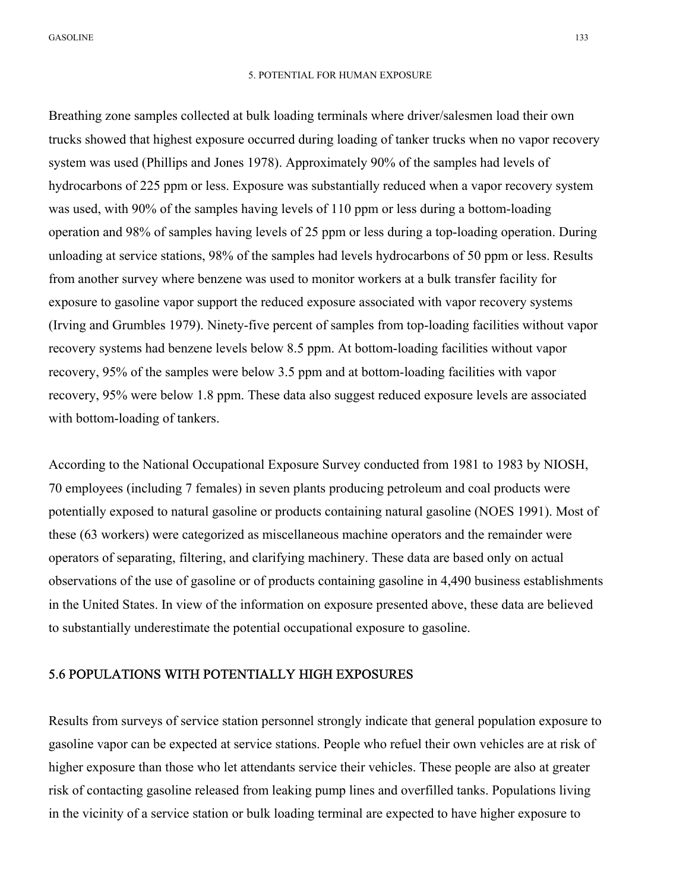Breathing zone samples collected at bulk loading terminals where driver/salesmen load their own trucks showed that highest exposure occurred during loading of tanker trucks when no vapor recovery system was used (Phillips and Jones 1978). Approximately 90% of the samples had levels of hydrocarbons of 225 ppm or less. Exposure was substantially reduced when a vapor recovery system was used, with 90% of the samples having levels of 110 ppm or less during a bottom-loading operation and 98% of samples having levels of 25 ppm or less during a top-loading operation. During unloading at service stations, 98% of the samples had levels hydrocarbons of 50 ppm or less. Results from another survey where benzene was used to monitor workers at a bulk transfer facility for exposure to gasoline vapor support the reduced exposure associated with vapor recovery systems (Irving and Grumbles 1979). Ninety-five percent of samples from top-loading facilities without vapor recovery systems had benzene levels below 8.5 ppm. At bottom-loading facilities without vapor recovery, 95% of the samples were below 3.5 ppm and at bottom-loading facilities with vapor recovery, 95% were below 1.8 ppm. These data also suggest reduced exposure levels are associated with bottom-loading of tankers.

According to the National Occupational Exposure Survey conducted from 1981 to 1983 by NIOSH, 70 employees (including 7 females) in seven plants producing petroleum and coal products were potentially exposed to natural gasoline or products containing natural gasoline (NOES 1991). Most of these (63 workers) were categorized as miscellaneous machine operators and the remainder were operators of separating, filtering, and clarifying machinery. These data are based only on actual observations of the use of gasoline or of products containing gasoline in 4,490 business establishments in the United States. In view of the information on exposure presented above, these data are believed to substantially underestimate the potential occupational exposure to gasoline.

## 5.6 POPULATIONS WITH POTENTIALLY HIGH EXPOSURES

Results from surveys of service station personnel strongly indicate that general population exposure to gasoline vapor can be expected at service stations. People who refuel their own vehicles are at risk of higher exposure than those who let attendants service their vehicles. These people are also at greater risk of contacting gasoline released from leaking pump lines and overfilled tanks. Populations living in the vicinity of a service station or bulk loading terminal are expected to have higher exposure to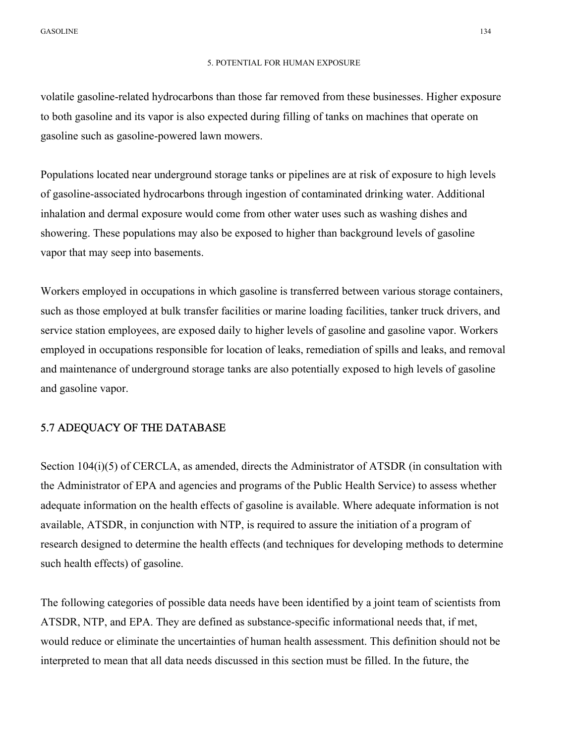volatile gasoline-related hydrocarbons than those far removed from these businesses. Higher exposure to both gasoline and its vapor is also expected during filling of tanks on machines that operate on gasoline such as gasoline-powered lawn mowers.

Populations located near underground storage tanks or pipelines are at risk of exposure to high levels of gasoline-associated hydrocarbons through ingestion of contaminated drinking water. Additional inhalation and dermal exposure would come from other water uses such as washing dishes and showering. These populations may also be exposed to higher than background levels of gasoline vapor that may seep into basements.

Workers employed in occupations in which gasoline is transferred between various storage containers, such as those employed at bulk transfer facilities or marine loading facilities, tanker truck drivers, and service station employees, are exposed daily to higher levels of gasoline and gasoline vapor. Workers employed in occupations responsible for location of leaks, remediation of spills and leaks, and removal and maintenance of underground storage tanks are also potentially exposed to high levels of gasoline and gasoline vapor.

## 5.7 ADEQUACY OF THE DATABASE

Section 104(i)(5) of CERCLA, as amended, directs the Administrator of ATSDR (in consultation with the Administrator of EPA and agencies and programs of the Public Health Service) to assess whether adequate information on the health effects of gasoline is available. Where adequate information is not available, ATSDR, in conjunction with NTP, is required to assure the initiation of a program of research designed to determine the health effects (and techniques for developing methods to determine such health effects) of gasoline.

The following categories of possible data needs have been identified by a joint team of scientists from ATSDR, NTP, and EPA. They are defined as substance-specific informational needs that, if met, would reduce or eliminate the uncertainties of human health assessment. This definition should not be interpreted to mean that all data needs discussed in this section must be filled. In the future, the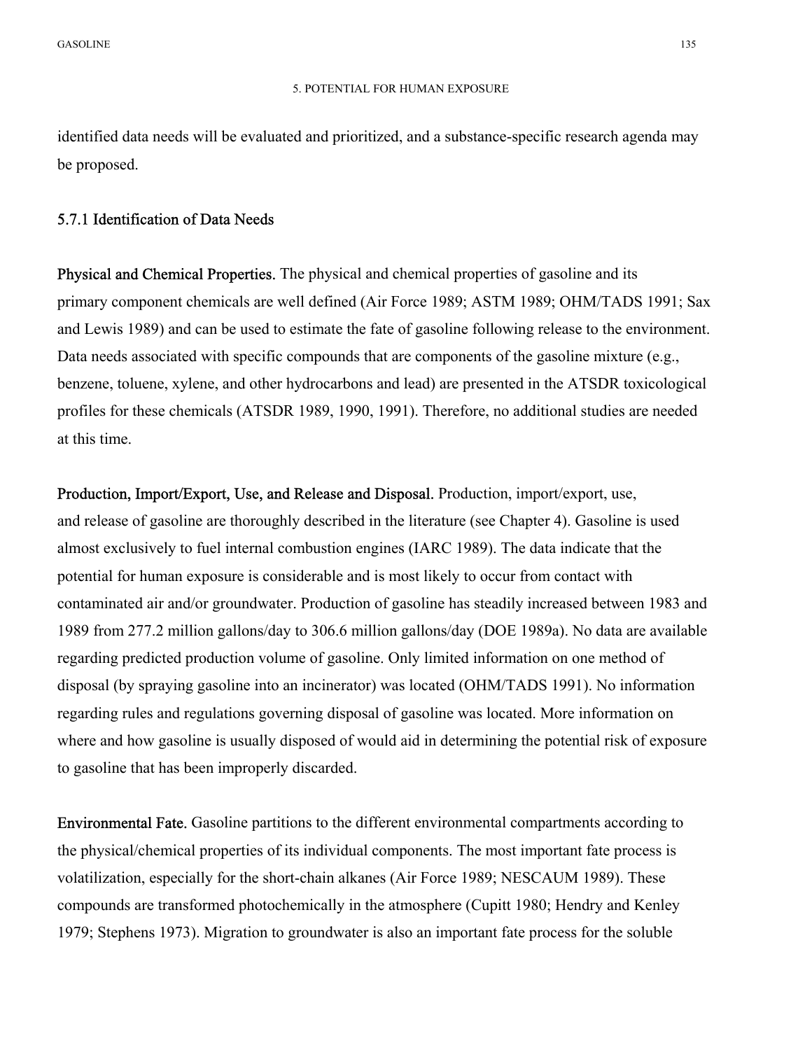identified data needs will be evaluated and prioritized, and a substance-specific research agenda may be proposed.

### 5.7.1 Identification of Data Needs

**Physical and Chemical Properties.** The physical and chemical properties of gasoline and its primary component chemicals are well defined (Air Force 1989; ASTM 1989; OHM/TADS 1991; Sax and Lewis 1989) and can be used to estimate the fate of gasoline following release to the environment. Data needs associated with specific compounds that are components of the gasoline mixture (e.g., benzene, toluene, xylene, and other hydrocarbons and lead) are presented in the ATSDR toxicological profiles for these chemicals (ATSDR 1989, 1990, 1991). Therefore, no additional studies are needed at this time.

**Production, Import/Export, Use, and Release and Disposal.** Production, import/export, use, and release of gasoline are thoroughly described in the literature (see Chapter 4). Gasoline is used almost exclusively to fuel internal combustion engines (IARC 1989). The data indicate that the potential for human exposure is considerable and is most likely to occur from contact with contaminated air and/or groundwater. Production of gasoline has steadily increased between 1983 and 1989 from 277.2 million gallons/day to 306.6 million gallons/day (DOE 1989a). No data are available regarding predicted production volume of gasoline. Only limited information on one method of disposal (by spraying gasoline into an incinerator) was located (OHM/TADS 1991). No information regarding rules and regulations governing disposal of gasoline was located. More information on where and how gasoline is usually disposed of would aid in determining the potential risk of exposure to gasoline that has been improperly discarded.

**Environmental Fate.** Gasoline partitions to the different environmental compartments according to the physical/chemical properties of its individual components. The most important fate process is volatilization, especially for the short-chain alkanes (Air Force 1989; NESCAUM 1989). These compounds are transformed photochemically in the atmosphere (Cupitt 1980; Hendry and Kenley 1979; Stephens 1973). Migration to groundwater is also an important fate process for the soluble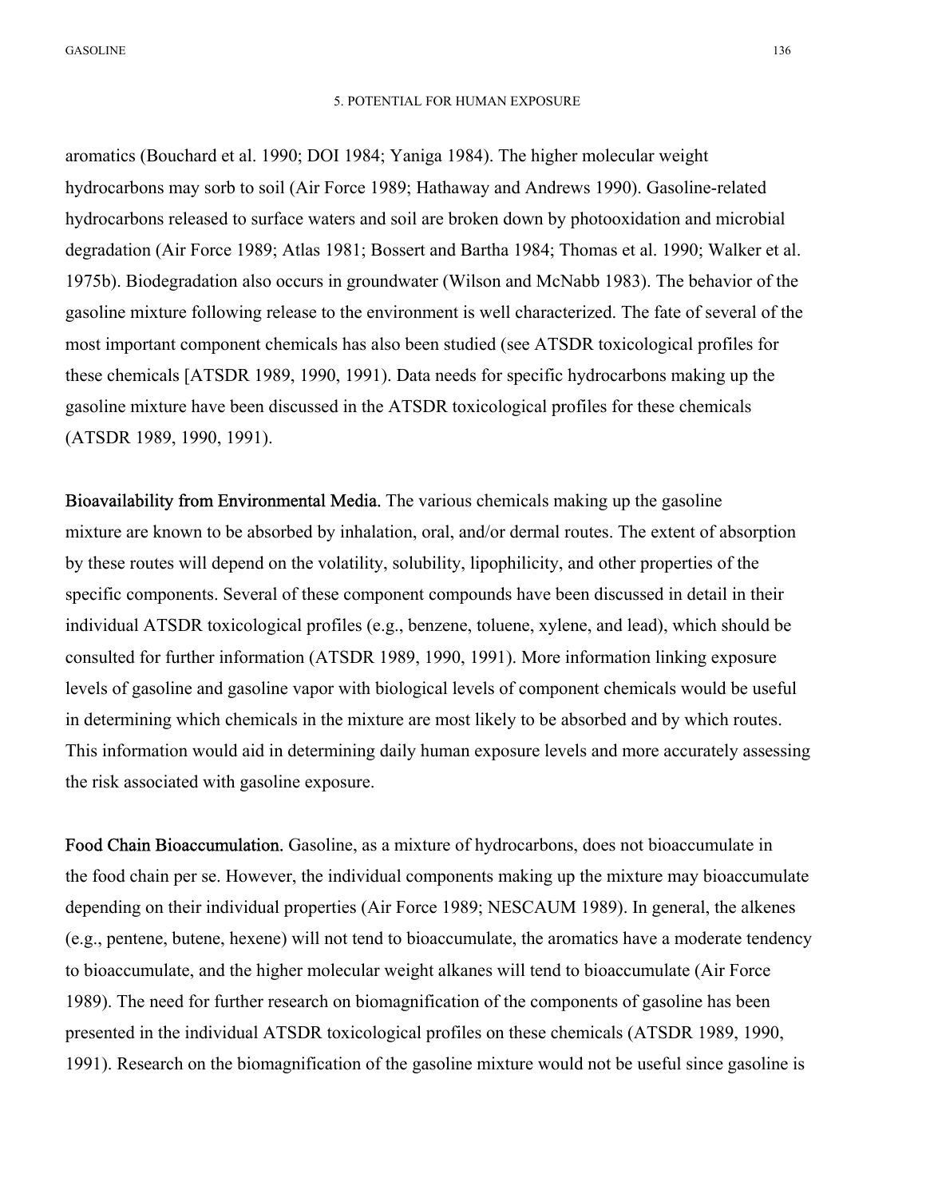aromatics (Bouchard et al. 1990; DOI 1984; Yaniga 1984). The higher molecular weight hydrocarbons may sorb to soil (Air Force 1989; Hathaway and Andrews 1990). Gasoline-related hydrocarbons released to surface waters and soil are broken down by photooxidation and microbial degradation (Air Force 1989; Atlas 1981; Bossert and Bartha 1984; Thomas et al. 1990; Walker et al. 1975b). Biodegradation also occurs in groundwater (Wilson and McNabb 1983). The behavior of the gasoline mixture following release to the environment is well characterized. The fate of several of the most important component chemicals has also been studied (see ATSDR toxicological profiles for these chemicals [ATSDR 1989, 1990, 1991). Data needs for specific hydrocarbons making up the gasoline mixture have been discussed in the ATSDR toxicological profiles for these chemicals (ATSDR 1989, 1990, 1991).

**Bioavailability from Environmental Media.** The various chemicals making up the gasoline mixture are known to be absorbed by inhalation, oral, and/or dermal routes. The extent of absorption by these routes will depend on the volatility, solubility, lipophilicity, and other properties of the specific components. Several of these component compounds have been discussed in detail in their individual ATSDR toxicological profiles (e.g., benzene, toluene, xylene, and lead), which should be consulted for further information (ATSDR 1989, 1990, 1991). More information linking exposure levels of gasoline and gasoline vapor with biological levels of component chemicals would be useful in determining which chemicals in the mixture are most likely to be absorbed and by which routes. This information would aid in determining daily human exposure levels and more accurately assessing the risk associated with gasoline exposure.

**Food Chain Bioaccumulation.** Gasoline, as a mixture of hydrocarbons, does not bioaccumulate in the food chain per se. However, the individual components making up the mixture may bioaccumulate depending on their individual properties (Air Force 1989; NESCAUM 1989). In general, the alkenes (e.g., pentene, butene, hexene) will not tend to bioaccumulate, the aromatics have a moderate tendency to bioaccumulate, and the higher molecular weight alkanes will tend to bioaccumulate (Air Force 1989). The need for further research on biomagnification of the components of gasoline has been presented in the individual ATSDR toxicological profiles on these chemicals (ATSDR 1989, 1990, 1991). Research on the biomagnification of the gasoline mixture would not be useful since gasoline is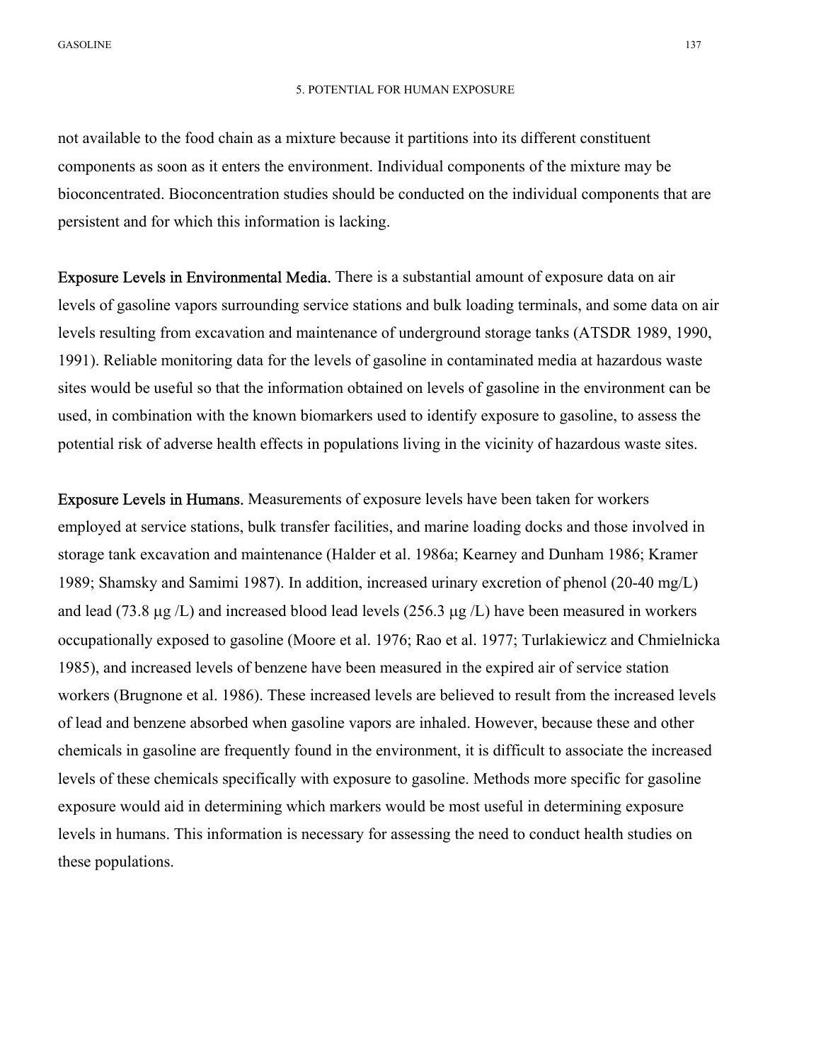not available to the food chain as a mixture because it partitions into its different constituent components as soon as it enters the environment. Individual components of the mixture may be bioconcentrated. Bioconcentration studies should be conducted on the individual components that are persistent and for which this information is lacking.

**Exposure Levels in Environmental Media.** There is a substantial amount of exposure data on air levels of gasoline vapors surrounding service stations and bulk loading terminals, and some data on air levels resulting from excavation and maintenance of underground storage tanks (ATSDR 1989, 1990, 1991). Reliable monitoring data for the levels of gasoline in contaminated media at hazardous waste sites would be useful so that the information obtained on levels of gasoline in the environment can be used, in combination with the known biomarkers used to identify exposure to gasoline, to assess the potential risk of adverse health effects in populations living in the vicinity of hazardous waste sites.

**Exposure Levels in Humans.** Measurements of exposure levels have been taken for workers employed at service stations, bulk transfer facilities, and marine loading docks and those involved in storage tank excavation and maintenance (Halder et al. 1986a; Kearney and Dunham 1986; Kramer 1989; Shamsky and Samimi 1987). In addition, increased urinary excretion of phenol (20-40 mg/L) and lead (73.8 μg /L) and increased blood lead levels (256.3 μg /L) have been measured in workers occupationally exposed to gasoline (Moore et al. 1976; Rao et al. 1977; Turlakiewicz and Chmielnicka 1985), and increased levels of benzene have been measured in the expired air of service station workers (Brugnone et al. 1986). These increased levels are believed to result from the increased levels of lead and benzene absorbed when gasoline vapors are inhaled. However, because these and other chemicals in gasoline are frequently found in the environment, it is difficult to associate the increased levels of these chemicals specifically with exposure to gasoline. Methods more specific for gasoline exposure would aid in determining which markers would be most useful in determining exposure levels in humans. This information is necessary for assessing the need to conduct health studies on these populations.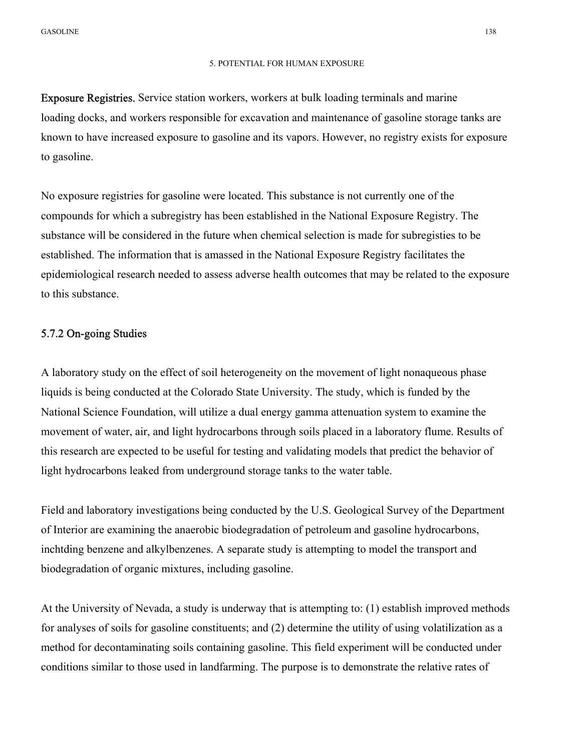**Exposure Registries.** Service station workers, workers at bulk loading terminals and marine loading docks, and workers responsible for excavation and maintenance of gasoline storage tanks are known to have increased exposure to gasoline and its vapors. However, no registry exists for exposure to gasoline.

No exposure registries for gasoline were located. This substance is not currently one of the compounds for which a subregistry has been established in the National Exposure Registry. The substance will be considered in the future when chemical selection is made for subregisties to be established. The information that is amassed in the National Exposure Registry facilitates the epidemiological research needed to assess adverse health outcomes that may be related to the exposure to this substance.

### 5.7.2 On-going Studies

A laboratory study on the effect of soil heterogeneity on the movement of light nonaqueous phase liquids is being conducted at the Colorado State University. The study, which is funded by the National Science Foundation, will utilize a dual energy gamma attenuation system to examine the movement of water, air, and light hydrocarbons through soils placed in a laboratory flume. Results of this research are expected to be useful for testing and validating models that predict the behavior of light hydrocarbons leaked from underground storage tanks to the water table.

Field and laboratory investigations being conducted by the U.S. Geological Survey of the Department of Interior are examining the anaerobic biodegradation of petroleum and gasoline hydrocarbons, inchtding benzene and alkylbenzenes. A separate study is attempting to model the transport and biodegradation of organic mixtures, including gasoline.

At the University of Nevada, a study is underway that is attempting to: (1) establish improved methods for analyses of soils for gasoline constituents; and (2) determine the utility of using volatilization as a method for decontaminating soils containing gasoline. This field experiment will be conducted under conditions similar to those used in landfarming. The purpose is to demonstrate the relative rates of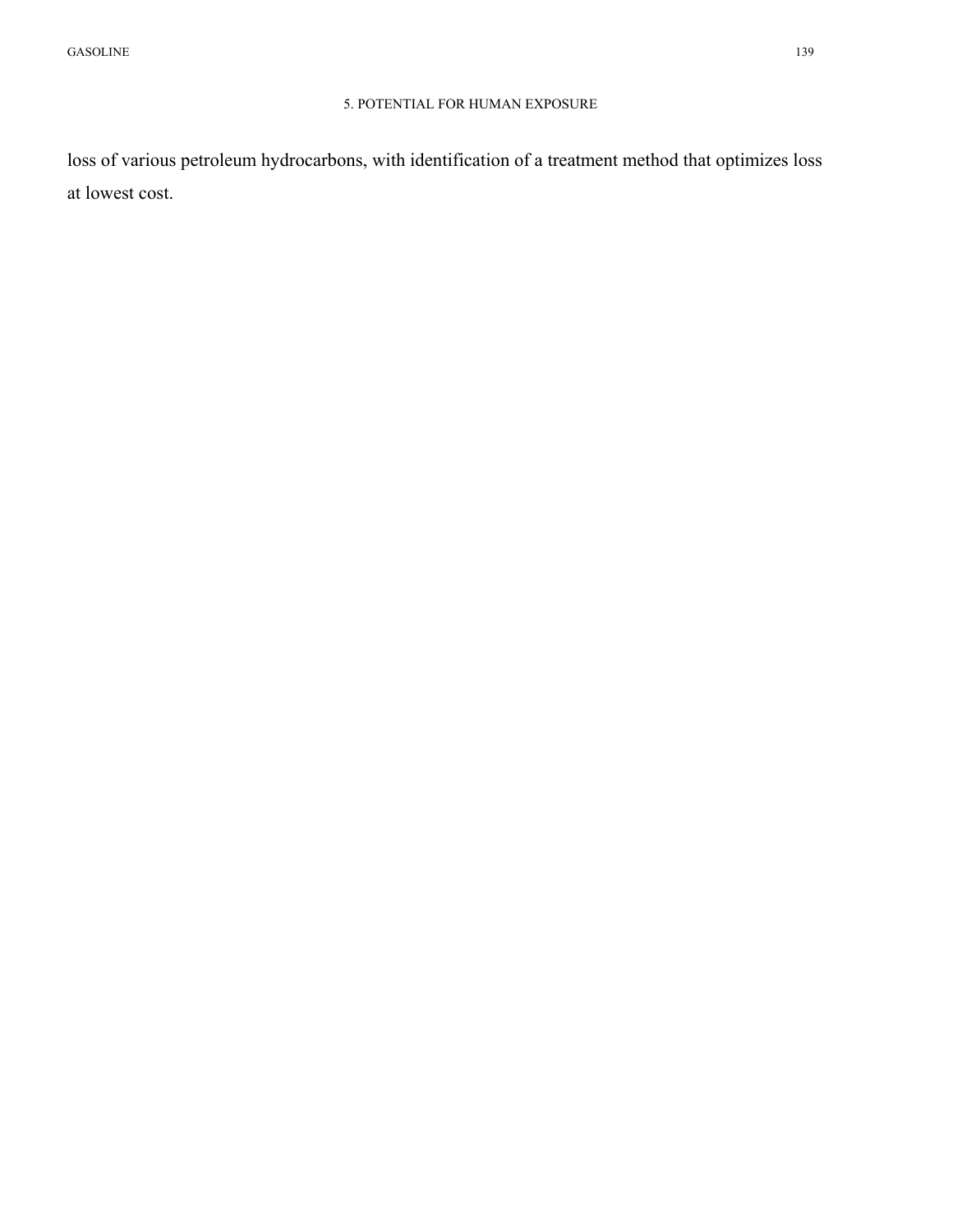loss of various petroleum hydrocarbons, with identification of a treatment method that optimizes loss at lowest cost.